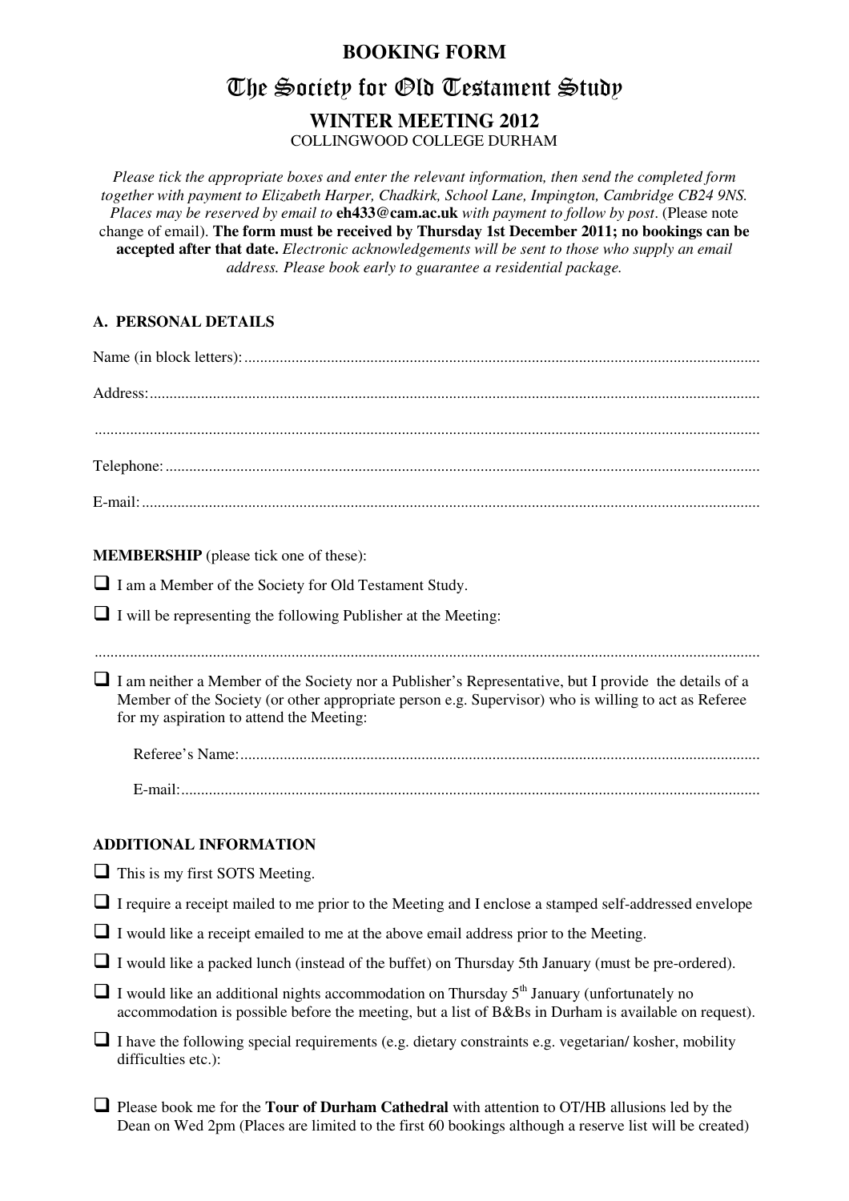# BOOKING FORM

# The Society for Old Testament Study

## WINTER MEETING 2012

COLLINGWOOD COLLEGE DURHAM

*Please tick the appropriate boxes and enter the relevant information, then send the completed form together with payment to Elizabeth Harper, Chadkirk, School Lane, Impington, Cambridge CB24 9NS. Places may be reserved by email to* **eh433@cam.ac.uk** *with payment to follow by post*. (Please note change of email). **The form must be received by Thursday 1st December 2011; no bookings can be accepted after that date.** *Electronic acknowledgements will be sent to those who supply an email address. Please book early to guarantee a residential package.*

### A. PERSONAL DETAILS

Name (in block letters): ..............................................................................................................................

Address: ......................................................................................................................................................

......................................................................................................................................................................

Telephone: ...................................................................................................................................................

E-mail: .........................................................................................................................................................

**MEMBERSHIP** (please tick one of these):

- ☐ I am a Member of the Society for Old Testament Study.
- ☐ I will be representing the following Publisher at the Meeting:

......................................................................................................................................................................

- ☐ I am neither a Member of the Society nor a Publisher's Representative, but I provide the details of a Member of the Society (or other appropriate person e.g. Supervisor) who is willing to act as Referee for my aspiration to attend the Meeting:

  Referee's Name: ...................................................................................................................................

  E-mail: ..................................................................................................................................................

### ADDITIONAL INFORMATION

- ☐ This is my first SOTS Meeting.
- ☐ I require a receipt mailed to me prior to the Meeting and I enclose a stamped self-addressed envelope
- ☐ I would like a receipt emailed to me at the above email address prior to the Meeting.
- ☐ I would like a packed lunch (instead of the buffet) on Thursday 5th January (must be pre-ordered).
- ☐ I would like an additional nights accommodation on Thursday 5th January (unfortunately no accommodation is possible before the meeting, but a list of B&Bs in Durham is available on request).
- ☐ I have the following special requirements (e.g. dietary constraints e.g. vegetarian/ kosher, mobility difficulties etc.):
- ☐ Please book me for the **Tour of Durham Cathedral** with attention to OT/HB allusions led by the Dean on Wed 2pm (Places are limited to the first 60 bookings although a reserve list will be created)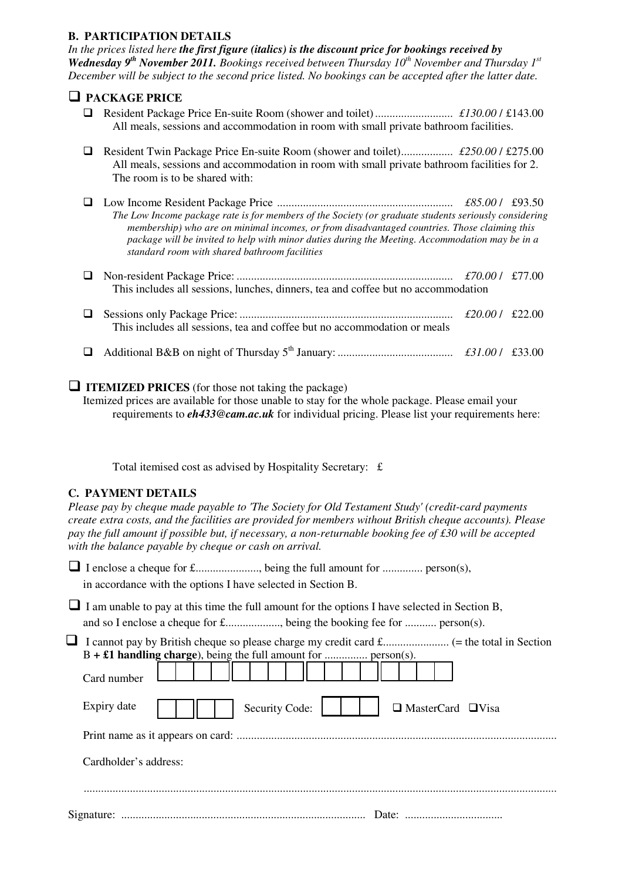### B. PARTICIPATION DETAILS

*In the prices listed here* ***the first figure (italics) is the discount price for bookings received by Wednesday 9th November 2011.*** *Bookings received between Thursday 10th November and Thursday 1st December will be subject to the second price listed. No bookings can be accepted after the latter date.*

❑ **PACKAGE PRICE**

- ❑ Resident Package Price En-suite Room (shower and toilet) ........................... *£130.00* / £143.00
  All meals, sessions and accommodation in room with small private bathroom facilities.

- ❑ Resident Twin Package Price En-suite Room (shower and toilet).................. *£250.00* / £275.00
  All meals, sessions and accommodation in room with small private bathroom facilities for 2. The room is to be shared with:

- ❑ Low Income Resident Package Price ............................................................ *£85.00* / £93.50
  *The Low Income package rate is for members of the Society (or graduate students seriously considering membership) who are on minimal incomes, or from disadvantaged countries. Those claiming this package will be invited to help with minor duties during the Meeting. Accommodation may be in a standard room with shared bathroom facilities*

- ❑ Non-resident Package Price: .......................................................................... *£70.00* / £77.00
  This includes all sessions, lunches, dinners, tea and coffee but no accommodation

- ❑ Sessions only Package Price: ......................................................................... *£20.00* / £22.00
  This includes all sessions, tea and coffee but no accommodation or meals

- ❑ Additional B&B on night of Thursday 5th January: ........................................ *£31.00* / £33.00

❑ **ITEMIZED PRICES** (for those not taking the package)

Itemized prices are available for those unable to stay for the whole package. Please email your requirements to ***eh433@cam.ac.uk*** for individual pricing. Please list your requirements here:

Total itemised cost as advised by Hospitality Secretary: £

### C. PAYMENT DETAILS

*Please pay by cheque made payable to 'The Society for Old Testament Study' (credit-card payments create extra costs, and the facilities are provided for members without British cheque accounts). Please pay the full amount if possible but, if necessary, a non-returnable booking fee of £30 will be accepted with the balance payable by cheque or cash on arrival.*

❑ I enclose a cheque for £......................, being the full amount for ............. person(s), in accordance with the options I have selected in Section B.

❑ I am unable to pay at this time the full amount for the options I have selected in Section B, and so I enclose a cheque for £..................., being the booking fee for ........... person(s).

❑ I cannot pay by British cheque so please charge my credit card £....................... (= the total in Section B **+ £1 handling charge**), being the full amount for ............... person(s).

Card number

Expiry date &nbsp;&nbsp;&nbsp; Security Code: &nbsp;&nbsp;&nbsp; ❑ MasterCard ❑ Visa

Print name as it appears on card: .............................................................................................................

Cardholder's address:

.................................................................................................................................................................

Signature: .................................................................................... Date: ..................................